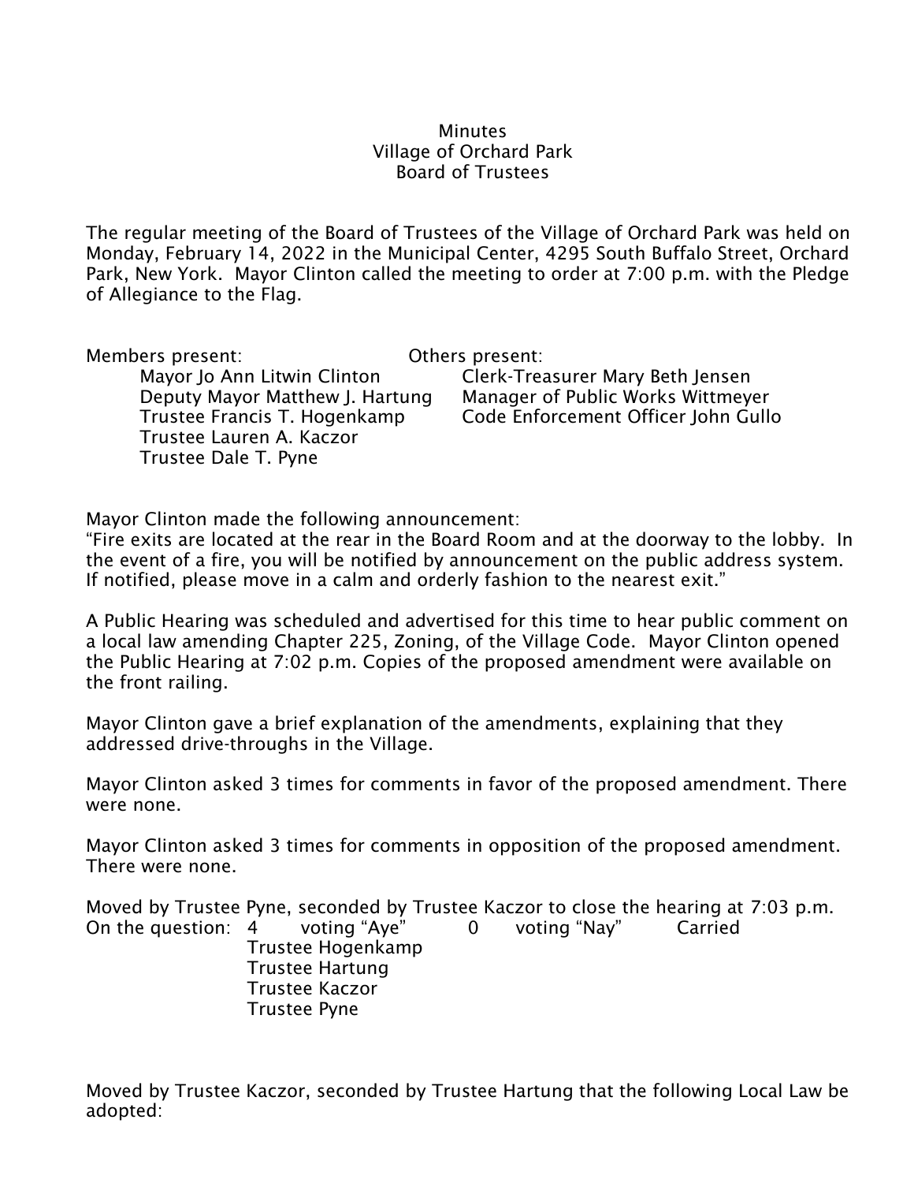Minutes
Village of Orchard Park
Board of Trustees

The regular meeting of the Board of Trustees of the Village of Orchard Park was held on Monday, February 14, 2022 in the Municipal Center, 4295 South Buffalo Street, Orchard Park, New York. Mayor Clinton called the meeting to order at 7:00 p.m. with the Pledge of Allegiance to the Flag.

| Members present: | Others present: |
|---|---|
| Mayor Jo Ann Litwin Clinton | Clerk-Treasurer Mary Beth Jensen |
| Deputy Mayor Matthew J. Hartung | Manager of Public Works Wittmeyer |
| Trustee Francis T. Hogenkamp | Code Enforcement Officer John Gullo |
| Trustee Lauren A. Kaczor | |
| Trustee Dale T. Pyne | |

Mayor Clinton made the following announcement:
"Fire exits are located at the rear in the Board Room and at the doorway to the lobby. In the event of a fire, you will be notified by announcement on the public address system. If notified, please move in a calm and orderly fashion to the nearest exit."

A Public Hearing was scheduled and advertised for this time to hear public comment on a local law amending Chapter 225, Zoning, of the Village Code. Mayor Clinton opened the Public Hearing at 7:02 p.m. Copies of the proposed amendment were available on the front railing.

Mayor Clinton gave a brief explanation of the amendments, explaining that they addressed drive-throughs in the Village.

Mayor Clinton asked 3 times for comments in favor of the proposed amendment. There were none.

Mayor Clinton asked 3 times for comments in opposition of the proposed amendment. There were none.

Moved by Trustee Pyne, seconded by Trustee Kaczor to close the hearing at 7:03 p.m.
On the question: 4 voting "Aye" 0 voting "Nay" Carried
Trustee Hogenkamp
Trustee Hartung
Trustee Kaczor
Trustee Pyne

Moved by Trustee Kaczor, seconded by Trustee Hartung that the following Local Law be adopted: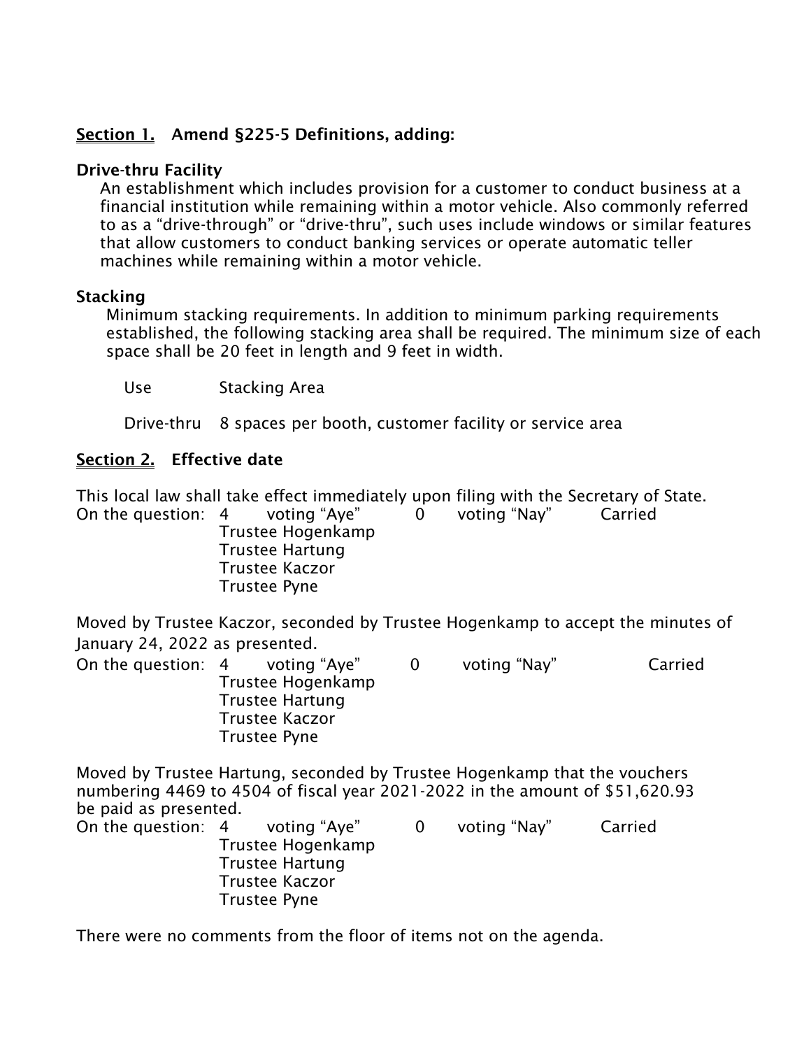**<u>Section 1.</u> Amend §225-5 Definitions, adding:**

**Drive-thru Facility**

An establishment which includes provision for a customer to conduct business at a financial institution while remaining within a motor vehicle. Also commonly referred to as a "drive-through" or "drive-thru", such uses include windows or similar features that allow customers to conduct banking services or operate automatic teller machines while remaining within a motor vehicle.

**Stacking**

Minimum stacking requirements. In addition to minimum parking requirements established, the following stacking area shall be required. The minimum size of each space shall be 20 feet in length and 9 feet in width.

| Use | Stacking Area |
|---|---|
| Drive-thru | 8 spaces per booth, customer facility or service area |

**<u>Section 2.</u> Effective date**

This local law shall take effect immediately upon filing with the Secretary of State.

On the question: 4 voting "Aye" 0 voting "Nay" Carried
Trustee Hogenkamp
Trustee Hartung
Trustee Kaczor
Trustee Pyne

Moved by Trustee Kaczor, seconded by Trustee Hogenkamp to accept the minutes of January 24, 2022 as presented.

On the question: 4 voting "Aye" 0 voting "Nay" Carried
Trustee Hogenkamp
Trustee Hartung
Trustee Kaczor
Trustee Pyne

Moved by Trustee Hartung, seconded by Trustee Hogenkamp that the vouchers numbering 4469 to 4504 of fiscal year 2021-2022 in the amount of $51,620.93 be paid as presented.

On the question: 4 voting "Aye" 0 voting "Nay" Carried
Trustee Hogenkamp
Trustee Hartung
Trustee Kaczor
Trustee Pyne

There were no comments from the floor of items not on the agenda.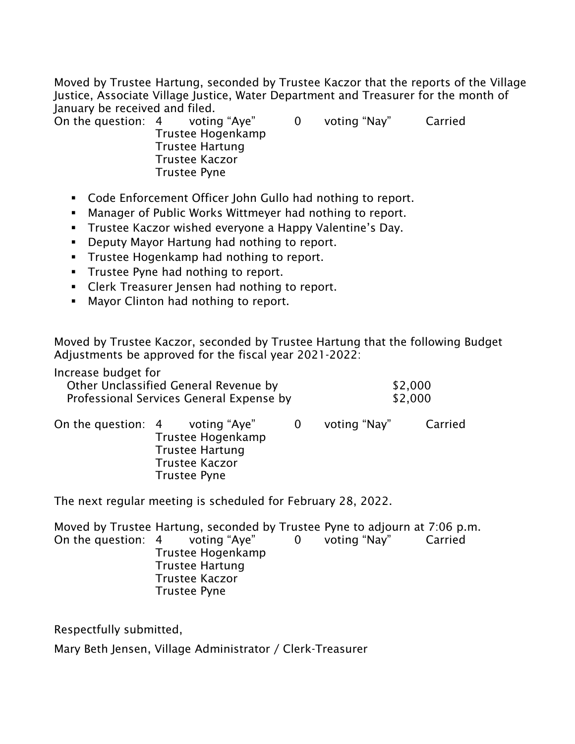Moved by Trustee Hartung, seconded by Trustee Kaczor that the reports of the Village Justice, Associate Village Justice, Water Department and Treasurer for the month of January be received and filed.

On the question: 4 voting "Aye" 0 voting "Nay" Carried
Trustee Hogenkamp
Trustee Hartung
Trustee Kaczor
Trustee Pyne

- Code Enforcement Officer John Gullo had nothing to report.
- Manager of Public Works Wittmeyer had nothing to report.
- Trustee Kaczor wished everyone a Happy Valentine's Day.
- Deputy Mayor Hartung had nothing to report.
- Trustee Hogenkamp had nothing to report.
- Trustee Pyne had nothing to report.
- Clerk Treasurer Jensen had nothing to report.
- Mayor Clinton had nothing to report.

Moved by Trustee Kaczor, seconded by Trustee Hartung that the following Budget Adjustments be approved for the fiscal year 2021-2022:

Increase budget for

| | |
|---|---|
| Other Unclassified General Revenue by | $2,000 |
| Professional Services General Expense by | $2,000 |

On the question: 4 voting "Aye" 0 voting "Nay" Carried
Trustee Hogenkamp
Trustee Hartung
Trustee Kaczor
Trustee Pyne

The next regular meeting is scheduled for February 28, 2022.

Moved by Trustee Hartung, seconded by Trustee Pyne to adjourn at 7:06 p.m.
On the question: 4 voting "Aye" 0 voting "Nay" Carried
Trustee Hogenkamp
Trustee Hartung
Trustee Kaczor
Trustee Pyne

Respectfully submitted,

Mary Beth Jensen, Village Administrator / Clerk-Treasurer